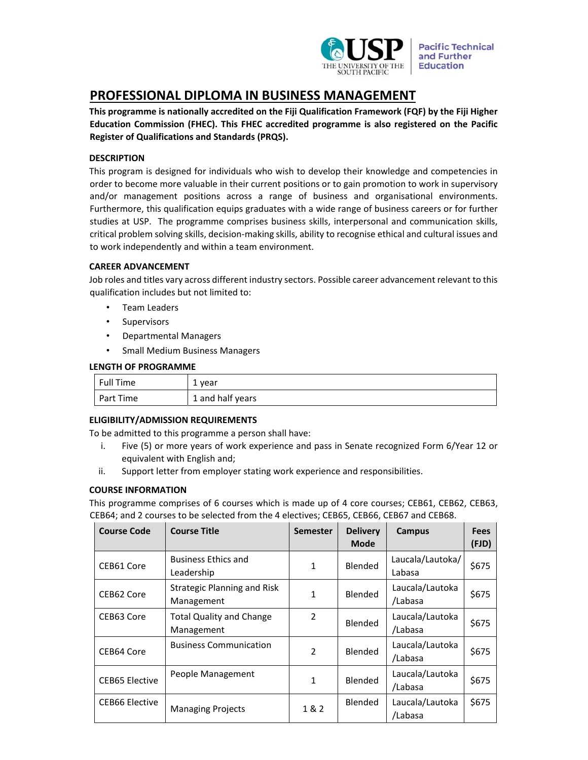# PROFESSIONAL DIPLOMA IN BUSINESS MANAGEMENT

**This programme is nationally accredited on the Fiji Qualification Framework (FQF) by the Fiji Higher Education Commission (FHEC). This FHEC accredited programme is also registered on the Pacific Register of Qualifications and Standards (PRQS).**

### DESCRIPTION

This program is designed for individuals who wish to develop their knowledge and competencies in order to become more valuable in their current positions or to gain promotion to work in supervisory and/or management positions across a range of business and organisational environments. Furthermore, this qualification equips graduates with a wide range of business careers or for further studies at USP. The programme comprises business skills, interpersonal and communication skills, critical problem solving skills, decision-making skills, ability to recognise ethical and cultural issues and to work independently and within a team environment.

### CAREER ADVANCEMENT

Job roles and titles vary across different industry sectors. Possible career advancement relevant to this qualification includes but not limited to:

- Team Leaders
- Supervisors
- Departmental Managers
- Small Medium Business Managers

### LENGTH OF PROGRAMME

| | |
|---|---|
| Full Time | 1 year |
| Part Time | 1 and half years |

### ELIGIBILITY/ADMISSION REQUIREMENTS

To be admitted to this programme a person shall have:

i. Five (5) or more years of work experience and pass in Senate recognized Form 6/Year 12 or equivalent with English and;

ii. Support letter from employer stating work experience and responsibilities.

### COURSE INFORMATION

This programme comprises of 6 courses which is made up of 4 core courses; CEB61, CEB62, CEB63, CEB64; and 2 courses to be selected from the 4 electives; CEB65, CEB66, CEB67 and CEB68.

| Course Code | Course Title | Semester | Delivery Mode | Campus | Fees (FJD) |
|---|---|---|---|---|---|
| CEB61 Core | Business Ethics and Leadership | 1 | Blended | Laucala/Lautoka/ Labasa | $675 |
| CEB62 Core | Strategic Planning and Risk Management | 1 | Blended | Laucala/Lautoka /Labasa | $675 |
| CEB63 Core | Total Quality and Change Management | 2 | Blended | Laucala/Lautoka /Labasa | $675 |
| CEB64 Core | Business Communication | 2 | Blended | Laucala/Lautoka /Labasa | $675 |
| CEB65 Elective | People Management | 1 | Blended | Laucala/Lautoka /Labasa | $675 |
| CEB66 Elective | Managing Projects | 1 & 2 | Blended | Laucala/Lautoka /Labasa | $675 |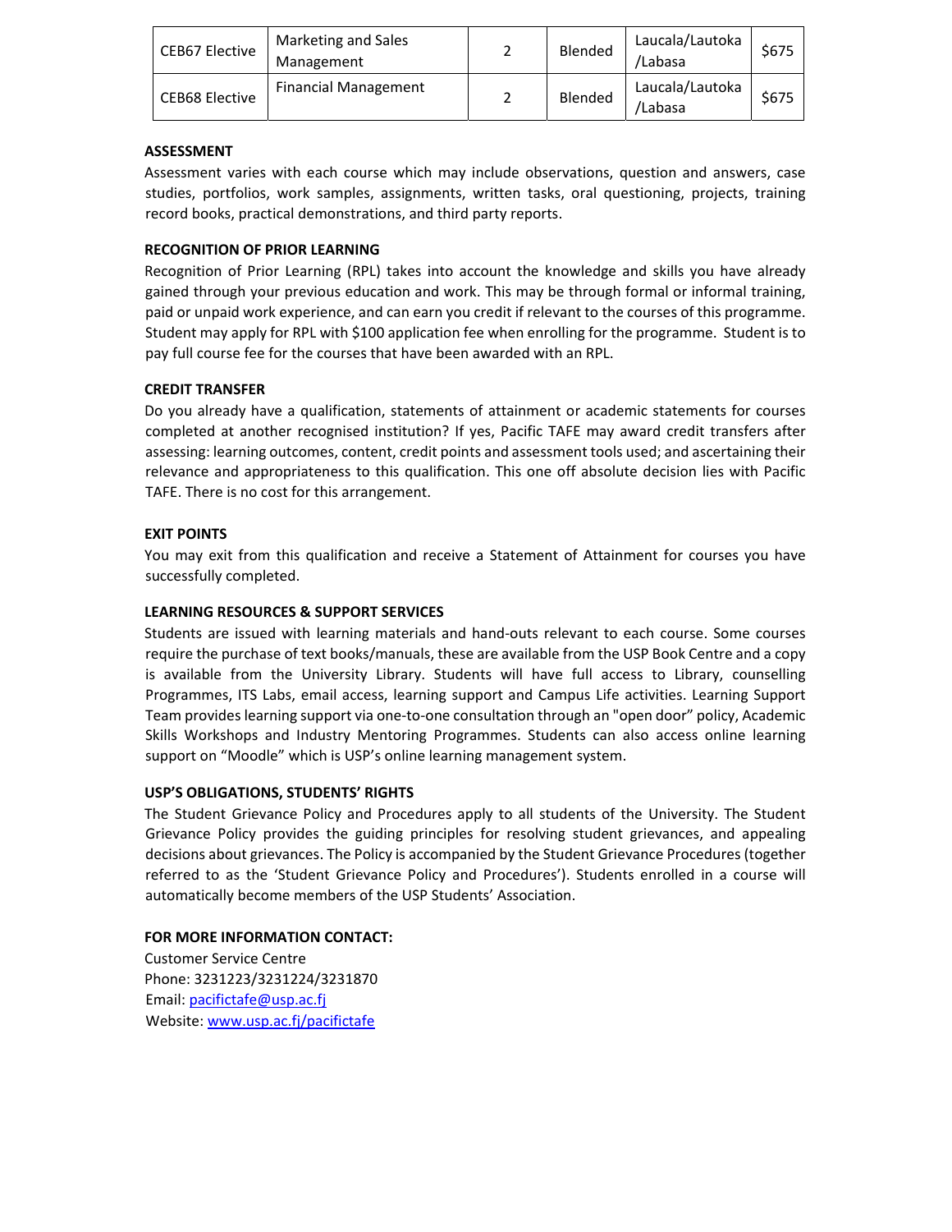| | | | | | |
|---|---|---|---|---|---|
| CEB67 Elective | Marketing and Sales Management | 2 | Blended | Laucala/Lautoka /Labasa | $675 |
| CEB68 Elective | Financial Management | 2 | Blended | Laucala/Lautoka /Labasa | $675 |

**ASSESSMENT**

Assessment varies with each course which may include observations, question and answers, case studies, portfolios, work samples, assignments, written tasks, oral questioning, projects, training record books, practical demonstrations, and third party reports.

**RECOGNITION OF PRIOR LEARNING**

Recognition of Prior Learning (RPL) takes into account the knowledge and skills you have already gained through your previous education and work. This may be through formal or informal training, paid or unpaid work experience, and can earn you credit if relevant to the courses of this programme. Student may apply for RPL with $100 application fee when enrolling for the programme. Student is to pay full course fee for the courses that have been awarded with an RPL.

**CREDIT TRANSFER**

Do you already have a qualification, statements of attainment or academic statements for courses completed at another recognised institution? If yes, Pacific TAFE may award credit transfers after assessing: learning outcomes, content, credit points and assessment tools used; and ascertaining their relevance and appropriateness to this qualification. This one off absolute decision lies with Pacific TAFE. There is no cost for this arrangement.

**EXIT POINTS**

You may exit from this qualification and receive a Statement of Attainment for courses you have successfully completed.

**LEARNING RESOURCES & SUPPORT SERVICES**

Students are issued with learning materials and hand-outs relevant to each course. Some courses require the purchase of text books/manuals, these are available from the USP Book Centre and a copy is available from the University Library. Students will have full access to Library, counselling Programmes, ITS Labs, email access, learning support and Campus Life activities. Learning Support Team provides learning support via one-to-one consultation through an "open door" policy, Academic Skills Workshops and Industry Mentoring Programmes. Students can also access online learning support on "Moodle" which is USP's online learning management system.

**USP'S OBLIGATIONS, STUDENTS' RIGHTS**

The Student Grievance Policy and Procedures apply to all students of the University. The Student Grievance Policy provides the guiding principles for resolving student grievances, and appealing decisions about grievances. The Policy is accompanied by the Student Grievance Procedures (together referred to as the 'Student Grievance Policy and Procedures'). Students enrolled in a course will automatically become members of the USP Students' Association.

**FOR MORE INFORMATION CONTACT:**

Customer Service Centre
Phone: 3231223/3231224/3231870
Email: pacifictafe@usp.ac.fj
Website: www.usp.ac.fj/pacifictafe